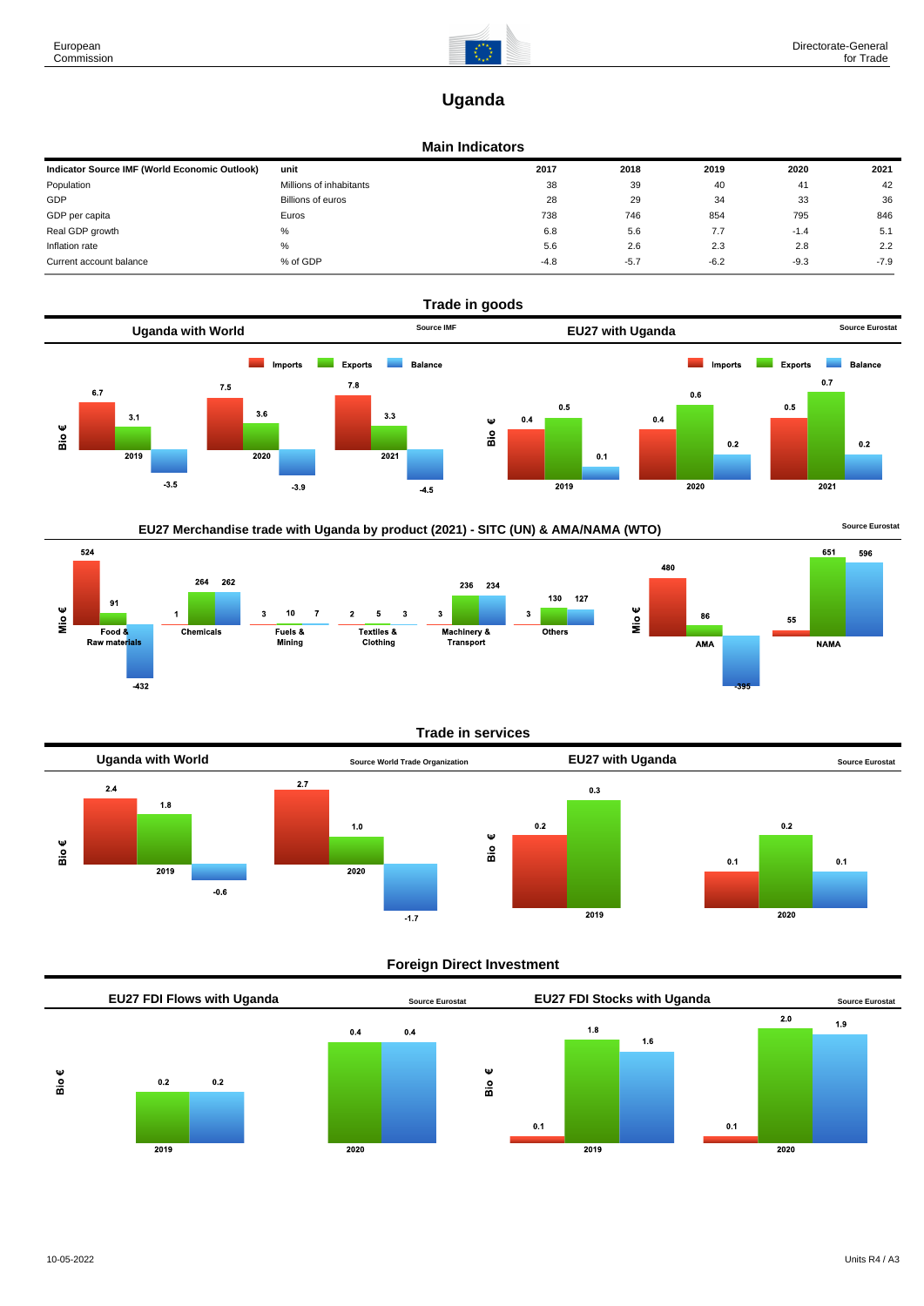# Uganda

## Main Indicators

| Indicator Source IMF (World Economic Outlook) | unit | 2017 | 2018 | 2019 | 2020 | 2021 |
|---|---|---|---|---|---|---|
| Population | Millions of inhabitants | 38 | 39 | 40 | 41 | 42 |
| GDP | Billions of euros | 28 | 29 | 34 | 33 | 36 |
| GDP per capita | Euros | 738 | 746 | 854 | 795 | 846 |
| Real GDP growth | % | 6.8 | 5.6 | 7.7 | -1.4 | 5.1 |
| Inflation rate | % | 5.6 | 2.6 | 2.3 | 2.8 | 2.2 |
| Current account balance | % of GDP | -4.8 | -5.7 | -6.2 | -9.3 | -7.9 |

## Trade in goods

### Uganda with World

Source IMF

| Bio € | Imports | Exports | Balance |
|---|---|---|---|
| 2019 | 6.7 | 3.1 | -3.5 |
| 2020 | 7.5 | 3.6 | -3.9 |
| 2021 | 7.8 | 3.3 | -4.5 |

### EU27 with Uganda

Source Eurostat

| Bio € | Imports | Exports | Balance |
|---|---|---|---|
| 2019 | 0.4 | 0.5 | 0.1 |
| 2020 | 0.4 | 0.6 | 0.2 |
| 2021 | 0.5 | 0.7 | 0.2 |

### EU27 Merchandise trade with Uganda by product (2021) - SITC (UN) & AMA/NAMA (WTO)

Source Eurostat

| Mio € | Imports | Exports | Balance |
|---|---|---|---|
| Food & Raw materials | 524 | 91 | -432 |
| Chemicals | 1 | 264 | 262 |
| Fuels & Mining | 3 | 10 | 7 |
| Textiles & Clothing | 2 | 5 | 3 |
| Machinery & Transport | 3 | 236 | 234 |
| Others | 3 | 130 | 127 |
| AMA | 480 | 86 | -395 |
| NAMA | 55 | 651 | 596 |

## Trade in services

### Uganda with World

Source World Trade Organization

| Bio € | Imports | Exports | Balance |
|---|---|---|---|
| 2019 | 2.4 | 1.8 | -0.6 |
| 2020 | 2.7 | 1.0 | -1.7 |

### EU27 with Uganda

Source Eurostat

| Bio € | Imports | Exports | Balance |
|---|---|---|---|
| 2019 | 0.2 | 0.3 | |
| 2020 | 0.1 | 0.2 | 0.1 |

## Foreign Direct Investment

### EU27 FDI Flows with Uganda

Source Eurostat

| Bio € | Inflows | Outflows | Net |
|---|---|---|---|
| 2019 | | 0.2 | 0.2 |
| 2020 | | 0.4 | 0.4 |

### EU27 FDI Stocks with Uganda

Source Eurostat

| Bio € | Inward | Outward | Net |
|---|---|---|---|
| 2019 | 0.1 | 1.8 | 1.6 |
| 2020 | 0.1 | 2.0 | 1.9 |

10-05-2022

Units R4 / A3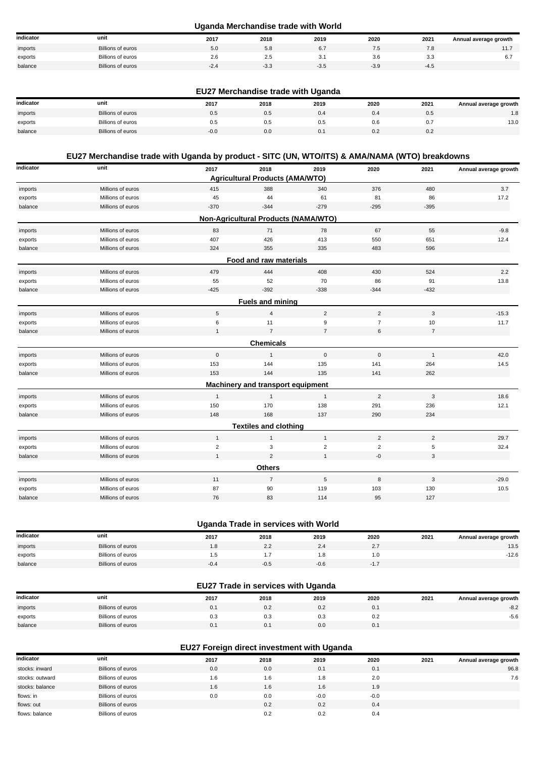## Uganda Merchandise trade with World

| indicator | unit | 2017 | 2018 | 2019 | 2020 | 2021 | Annual average growth |
|---|---|---|---|---|---|---|---|
| imports | Billions of euros | 5.0 | 5.8 | 6.7 | 7.5 | 7.8 | 11.7 |
| exports | Billions of euros | 2.6 | 2.5 | 3.1 | 3.6 | 3.3 | 6.7 |
| balance | Billions of euros | -2.4 | -3.3 | -3.5 | -3.9 | -4.5 | |

## EU27 Merchandise trade with Uganda

| indicator | unit | 2017 | 2018 | 2019 | 2020 | 2021 | Annual average growth |
|---|---|---|---|---|---|---|---|
| imports | Billions of euros | 0.5 | 0.5 | 0.4 | 0.4 | 0.5 | 1.8 |
| exports | Billions of euros | 0.5 | 0.5 | 0.5 | 0.6 | 0.7 | 13.0 |
| balance | Billions of euros | -0.0 | 0.0 | 0.1 | 0.2 | 0.2 | |

## EU27 Merchandise trade with Uganda by product - SITC (UN, WTO/ITS) & AMA/NAMA (WTO) breakdowns

| indicator | unit | 2017 | 2018 | 2019 | 2020 | 2021 | Annual average growth |
|---|---|---|---|---|---|---|---|
| | | | **Agricultural Products (AMA/WTO)** | | | | |
| imports | Millions of euros | 415 | 388 | 340 | 376 | 480 | 3.7 |
| exports | Millions of euros | 45 | 44 | 61 | 81 | 86 | 17.2 |
| balance | Millions of euros | -370 | -344 | -279 | -295 | -395 | |
| | | | **Non-Agricultural Products (NAMA/WTO)** | | | | |
| imports | Millions of euros | 83 | 71 | 78 | 67 | 55 | -9.8 |
| exports | Millions of euros | 407 | 426 | 413 | 550 | 651 | 12.4 |
| balance | Millions of euros | 324 | 355 | 335 | 483 | 596 | |
| | | | **Food and raw materials** | | | | |
| imports | Millions of euros | 479 | 444 | 408 | 430 | 524 | 2.2 |
| exports | Millions of euros | 55 | 52 | 70 | 86 | 91 | 13.8 |
| balance | Millions of euros | -425 | -392 | -338 | -344 | -432 | |
| | | | **Fuels and mining** | | | | |
| imports | Millions of euros | 5 | 4 | 2 | 2 | 3 | -15.3 |
| exports | Millions of euros | 6 | 11 | 9 | 7 | 10 | 11.7 |
| balance | Millions of euros | 1 | 7 | 7 | 6 | 7 | |
| | | | **Chemicals** | | | | |
| imports | Millions of euros | 0 | 1 | 0 | 0 | 1 | 42.0 |
| exports | Millions of euros | 153 | 144 | 135 | 141 | 264 | 14.5 |
| balance | Millions of euros | 153 | 144 | 135 | 141 | 262 | |
| | | | **Machinery and transport equipment** | | | | |
| imports | Millions of euros | 1 | 1 | 1 | 2 | 3 | 18.6 |
| exports | Millions of euros | 150 | 170 | 138 | 291 | 236 | 12.1 |
| balance | Millions of euros | 148 | 168 | 137 | 290 | 234 | |
| | | | **Textiles and clothing** | | | | |
| imports | Millions of euros | 1 | 1 | 1 | 2 | 2 | 29.7 |
| exports | Millions of euros | 2 | 3 | 2 | 2 | 5 | 32.4 |
| balance | Millions of euros | 1 | 2 | 1 | -0 | 3 | |
| | | | **Others** | | | | |
| imports | Millions of euros | 11 | 7 | 5 | 8 | 3 | -29.0 |
| exports | Millions of euros | 87 | 90 | 119 | 103 | 130 | 10.5 |
| balance | Millions of euros | 76 | 83 | 114 | 95 | 127 | |

## Uganda Trade in services with World

| indicator | unit | 2017 | 2018 | 2019 | 2020 | 2021 | Annual average growth |
|---|---|---|---|---|---|---|---|
| imports | Billions of euros | 1.8 | 2.2 | 2.4 | 2.7 | | 13.5 |
| exports | Billions of euros | 1.5 | 1.7 | 1.8 | 1.0 | | -12.6 |
| balance | Billions of euros | -0.4 | -0.5 | -0.6 | -1.7 | | |

## EU27 Trade in services with Uganda

| indicator | unit | 2017 | 2018 | 2019 | 2020 | 2021 | Annual average growth |
|---|---|---|---|---|---|---|---|
| imports | Billions of euros | 0.1 | 0.2 | 0.2 | 0.1 | | -8.2 |
| exports | Billions of euros | 0.3 | 0.3 | 0.3 | 0.2 | | -5.6 |
| balance | Billions of euros | 0.1 | 0.1 | 0.0 | 0.1 | | |

## EU27 Foreign direct investment with Uganda

| indicator | unit | 2017 | 2018 | 2019 | 2020 | 2021 | Annual average growth |
|---|---|---|---|---|---|---|---|
| stocks: inward | Billions of euros | 0.0 | 0.0 | 0.1 | 0.1 | | 96.8 |
| stocks: outward | Billions of euros | 1.6 | 1.6 | 1.8 | 2.0 | | 7.6 |
| stocks: balance | Billions of euros | 1.6 | 1.6 | 1.6 | 1.9 | | |
| flows: in | Billions of euros | 0.0 | 0.0 | -0.0 | -0.0 | | |
| flows: out | Billions of euros | | 0.2 | 0.2 | 0.4 | | |
| flows: balance | Billions of euros | | 0.2 | 0.2 | 0.4 | | |